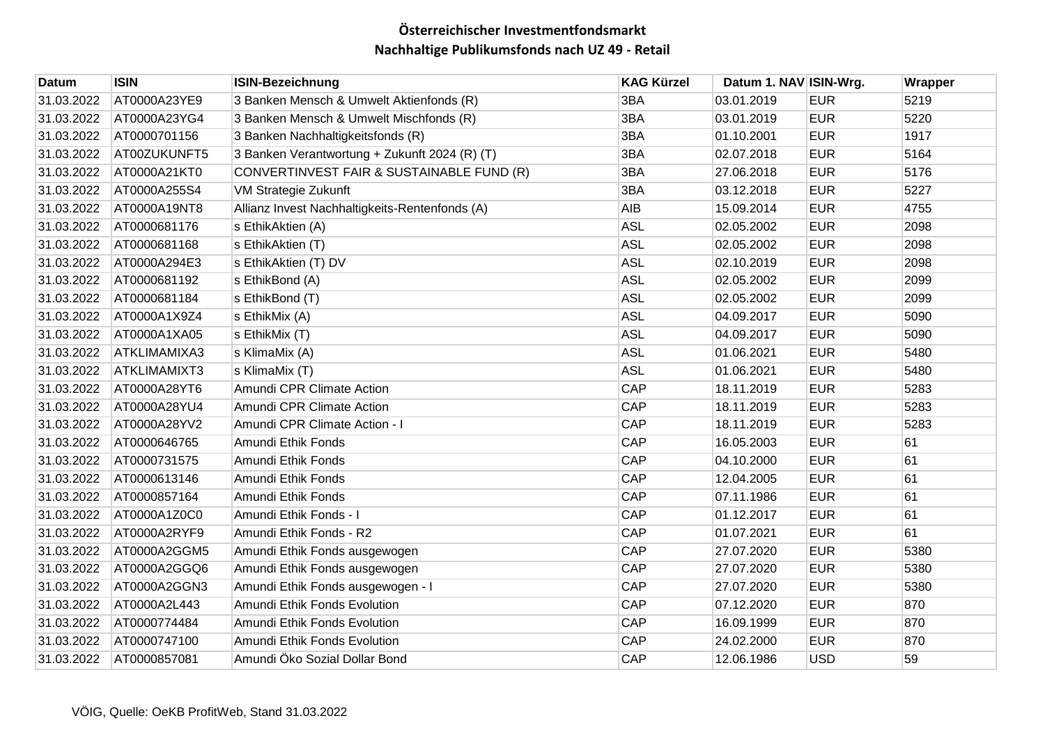# Österreichischer Investmentfondsmarkt

## Nachhaltige Publikumsfonds nach UZ 49 - Retail

| Datum | ISIN | ISIN-Bezeichnung | KAG Kürzel | Datum 1. NAV | ISIN-Wrg. | Wrapper |
|---|---|---|---|---|---|---|
| 31.03.2022 | AT0000A23YE9 | 3 Banken Mensch & Umwelt Aktienfonds (R) | 3BA | 03.01.2019 | EUR | 5219 |
| 31.03.2022 | AT0000A23YG4 | 3 Banken Mensch & Umwelt Mischfonds (R) | 3BA | 03.01.2019 | EUR | 5220 |
| 31.03.2022 | AT0000701156 | 3 Banken Nachhaltigkeitsfonds (R) | 3BA | 01.10.2001 | EUR | 1917 |
| 31.03.2022 | AT00ZUKUNFT5 | 3 Banken Verantwortung + Zukunft 2024 (R) (T) | 3BA | 02.07.2018 | EUR | 5164 |
| 31.03.2022 | AT0000A21KT0 | CONVERTINVEST FAIR & SUSTAINABLE FUND (R) | 3BA | 27.06.2018 | EUR | 5176 |
| 31.03.2022 | AT0000A255S4 | VM Strategie Zukunft | 3BA | 03.12.2018 | EUR | 5227 |
| 31.03.2022 | AT0000A19NT8 | Allianz Invest Nachhaltigkeits-Rentenfonds (A) | AIB | 15.09.2014 | EUR | 4755 |
| 31.03.2022 | AT0000681176 | s EthikAktien (A) | ASL | 02.05.2002 | EUR | 2098 |
| 31.03.2022 | AT0000681168 | s EthikAktien (T) | ASL | 02.05.2002 | EUR | 2098 |
| 31.03.2022 | AT0000A294E3 | s EthikAktien (T) DV | ASL | 02.10.2019 | EUR | 2098 |
| 31.03.2022 | AT0000681192 | s EthikBond (A) | ASL | 02.05.2002 | EUR | 2099 |
| 31.03.2022 | AT0000681184 | s EthikBond (T) | ASL | 02.05.2002 | EUR | 2099 |
| 31.03.2022 | AT0000A1X9Z4 | s EthikMix (A) | ASL | 04.09.2017 | EUR | 5090 |
| 31.03.2022 | AT0000A1XA05 | s EthikMix (T) | ASL | 04.09.2017 | EUR | 5090 |
| 31.03.2022 | ATKLIMAMIXA3 | s KlimaMix (A) | ASL | 01.06.2021 | EUR | 5480 |
| 31.03.2022 | ATKLIMAMIXT3 | s KlimaMix (T) | ASL | 01.06.2021 | EUR | 5480 |
| 31.03.2022 | AT0000A28YT6 | Amundi CPR Climate Action | CAP | 18.11.2019 | EUR | 5283 |
| 31.03.2022 | AT0000A28YU4 | Amundi CPR Climate Action | CAP | 18.11.2019 | EUR | 5283 |
| 31.03.2022 | AT0000A28YV2 | Amundi CPR Climate Action - I | CAP | 18.11.2019 | EUR | 5283 |
| 31.03.2022 | AT0000646765 | Amundi Ethik Fonds | CAP | 16.05.2003 | EUR | 61 |
| 31.03.2022 | AT0000731575 | Amundi Ethik Fonds | CAP | 04.10.2000 | EUR | 61 |
| 31.03.2022 | AT0000613146 | Amundi Ethik Fonds | CAP | 12.04.2005 | EUR | 61 |
| 31.03.2022 | AT0000857164 | Amundi Ethik Fonds | CAP | 07.11.1986 | EUR | 61 |
| 31.03.2022 | AT0000A1Z0C0 | Amundi Ethik Fonds - I | CAP | 01.12.2017 | EUR | 61 |
| 31.03.2022 | AT0000A2RYF9 | Amundi Ethik Fonds - R2 | CAP | 01.07.2021 | EUR | 61 |
| 31.03.2022 | AT0000A2GGM5 | Amundi Ethik Fonds ausgewogen | CAP | 27.07.2020 | EUR | 5380 |
| 31.03.2022 | AT0000A2GGQ6 | Amundi Ethik Fonds ausgewogen | CAP | 27.07.2020 | EUR | 5380 |
| 31.03.2022 | AT0000A2GGN3 | Amundi Ethik Fonds ausgewogen - I | CAP | 27.07.2020 | EUR | 5380 |
| 31.03.2022 | AT0000A2L443 | Amundi Ethik Fonds Evolution | CAP | 07.12.2020 | EUR | 870 |
| 31.03.2022 | AT0000774484 | Amundi Ethik Fonds Evolution | CAP | 16.09.1999 | EUR | 870 |
| 31.03.2022 | AT0000747100 | Amundi Ethik Fonds Evolution | CAP | 24.02.2000 | EUR | 870 |
| 31.03.2022 | AT0000857081 | Amundi Öko Sozial Dollar Bond | CAP | 12.06.1986 | USD | 59 |

VÖIG, Quelle: OeKB ProfitWeb, Stand 31.03.2022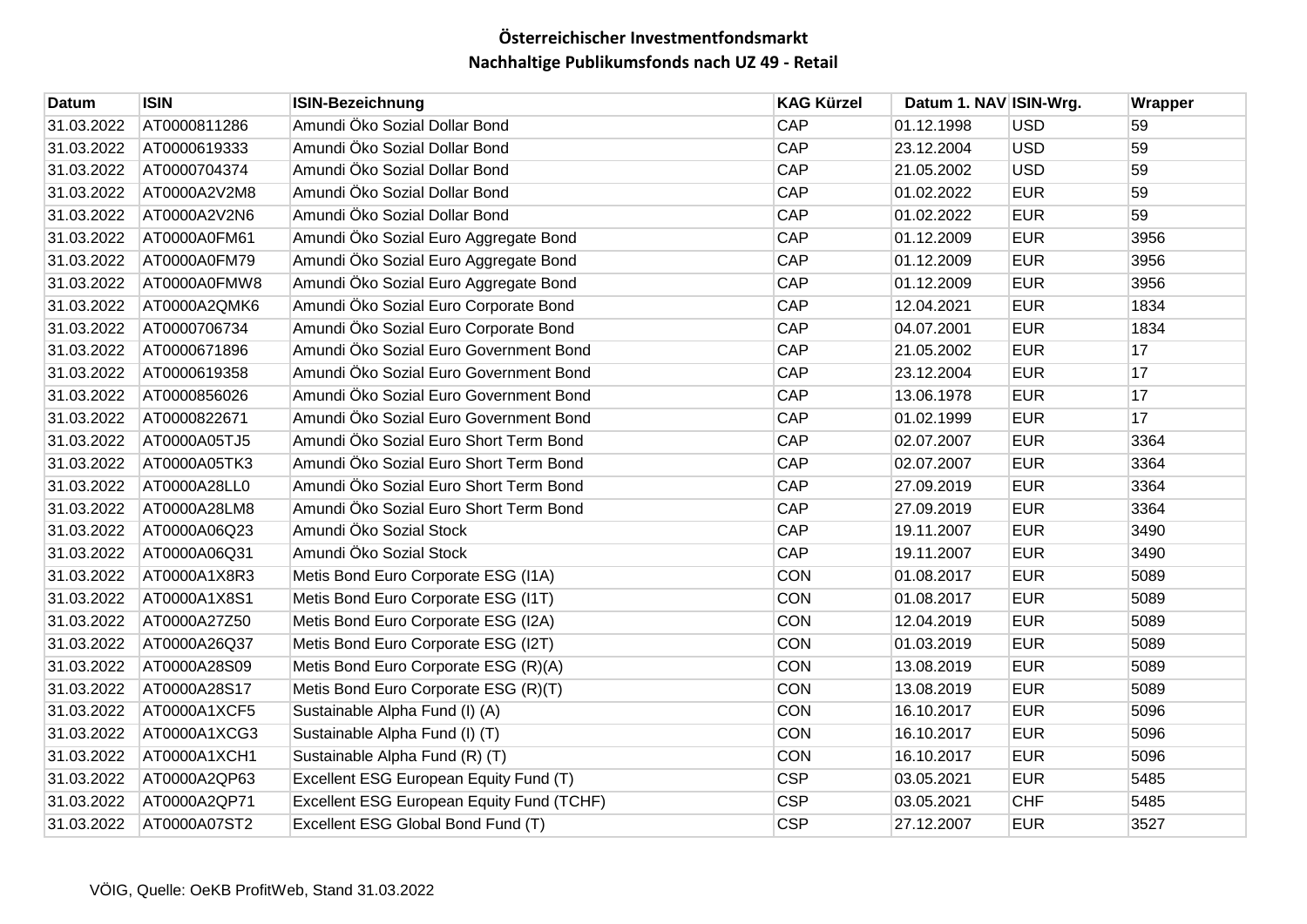**Österreichischer Investmentfondsmarkt**

**Nachhaltige Publikumsfonds nach UZ 49 - Retail**

| Datum | ISIN | ISIN-Bezeichnung | KAG Kürzel | Datum 1. NAV | ISIN-Wrg. | Wrapper |
|---|---|---|---|---|---|---|
| 31.03.2022 | AT0000811286 | Amundi Öko Sozial Dollar Bond | CAP | 01.12.1998 | USD | 59 |
| 31.03.2022 | AT0000619333 | Amundi Öko Sozial Dollar Bond | CAP | 23.12.2004 | USD | 59 |
| 31.03.2022 | AT0000704374 | Amundi Öko Sozial Dollar Bond | CAP | 21.05.2002 | USD | 59 |
| 31.03.2022 | AT0000A2V2M8 | Amundi Öko Sozial Dollar Bond | CAP | 01.02.2022 | EUR | 59 |
| 31.03.2022 | AT0000A2V2N6 | Amundi Öko Sozial Dollar Bond | CAP | 01.02.2022 | EUR | 59 |
| 31.03.2022 | AT0000A0FM61 | Amundi Öko Sozial Euro Aggregate Bond | CAP | 01.12.2009 | EUR | 3956 |
| 31.03.2022 | AT0000A0FM79 | Amundi Öko Sozial Euro Aggregate Bond | CAP | 01.12.2009 | EUR | 3956 |
| 31.03.2022 | AT0000A0FMW8 | Amundi Öko Sozial Euro Aggregate Bond | CAP | 01.12.2009 | EUR | 3956 |
| 31.03.2022 | AT0000A2QMK6 | Amundi Öko Sozial Euro Corporate Bond | CAP | 12.04.2021 | EUR | 1834 |
| 31.03.2022 | AT0000706734 | Amundi Öko Sozial Euro Corporate Bond | CAP | 04.07.2001 | EUR | 1834 |
| 31.03.2022 | AT0000671896 | Amundi Öko Sozial Euro Government Bond | CAP | 21.05.2002 | EUR | 17 |
| 31.03.2022 | AT0000619358 | Amundi Öko Sozial Euro Government Bond | CAP | 23.12.2004 | EUR | 17 |
| 31.03.2022 | AT0000856026 | Amundi Öko Sozial Euro Government Bond | CAP | 13.06.1978 | EUR | 17 |
| 31.03.2022 | AT0000822671 | Amundi Öko Sozial Euro Government Bond | CAP | 01.02.1999 | EUR | 17 |
| 31.03.2022 | AT0000A05TJ5 | Amundi Öko Sozial Euro Short Term Bond | CAP | 02.07.2007 | EUR | 3364 |
| 31.03.2022 | AT0000A05TK3 | Amundi Öko Sozial Euro Short Term Bond | CAP | 02.07.2007 | EUR | 3364 |
| 31.03.2022 | AT0000A28LL0 | Amundi Öko Sozial Euro Short Term Bond | CAP | 27.09.2019 | EUR | 3364 |
| 31.03.2022 | AT0000A28LM8 | Amundi Öko Sozial Euro Short Term Bond | CAP | 27.09.2019 | EUR | 3364 |
| 31.03.2022 | AT0000A06Q23 | Amundi Öko Sozial Stock | CAP | 19.11.2007 | EUR | 3490 |
| 31.03.2022 | AT0000A06Q31 | Amundi Öko Sozial Stock | CAP | 19.11.2007 | EUR | 3490 |
| 31.03.2022 | AT0000A1X8R3 | Metis Bond Euro Corporate ESG (I1A) | CON | 01.08.2017 | EUR | 5089 |
| 31.03.2022 | AT0000A1X8S1 | Metis Bond Euro Corporate ESG (I1T) | CON | 01.08.2017 | EUR | 5089 |
| 31.03.2022 | AT0000A27Z50 | Metis Bond Euro Corporate ESG (I2A) | CON | 12.04.2019 | EUR | 5089 |
| 31.03.2022 | AT0000A26Q37 | Metis Bond Euro Corporate ESG (I2T) | CON | 01.03.2019 | EUR | 5089 |
| 31.03.2022 | AT0000A28S09 | Metis Bond Euro Corporate ESG (R)(A) | CON | 13.08.2019 | EUR | 5089 |
| 31.03.2022 | AT0000A28S17 | Metis Bond Euro Corporate ESG (R)(T) | CON | 13.08.2019 | EUR | 5089 |
| 31.03.2022 | AT0000A1XCF5 | Sustainable Alpha Fund (I) (A) | CON | 16.10.2017 | EUR | 5096 |
| 31.03.2022 | AT0000A1XCG3 | Sustainable Alpha Fund (I) (T) | CON | 16.10.2017 | EUR | 5096 |
| 31.03.2022 | AT0000A1XCH1 | Sustainable Alpha Fund (R) (T) | CON | 16.10.2017 | EUR | 5096 |
| 31.03.2022 | AT0000A2QP63 | Excellent ESG European Equity Fund (T) | CSP | 03.05.2021 | EUR | 5485 |
| 31.03.2022 | AT0000A2QP71 | Excellent ESG European Equity Fund (TCHF) | CSP | 03.05.2021 | CHF | 5485 |
| 31.03.2022 | AT0000A07ST2 | Excellent ESG Global Bond Fund (T) | CSP | 27.12.2007 | EUR | 3527 |

VÖIG, Quelle: OeKB ProfitWeb, Stand 31.03.2022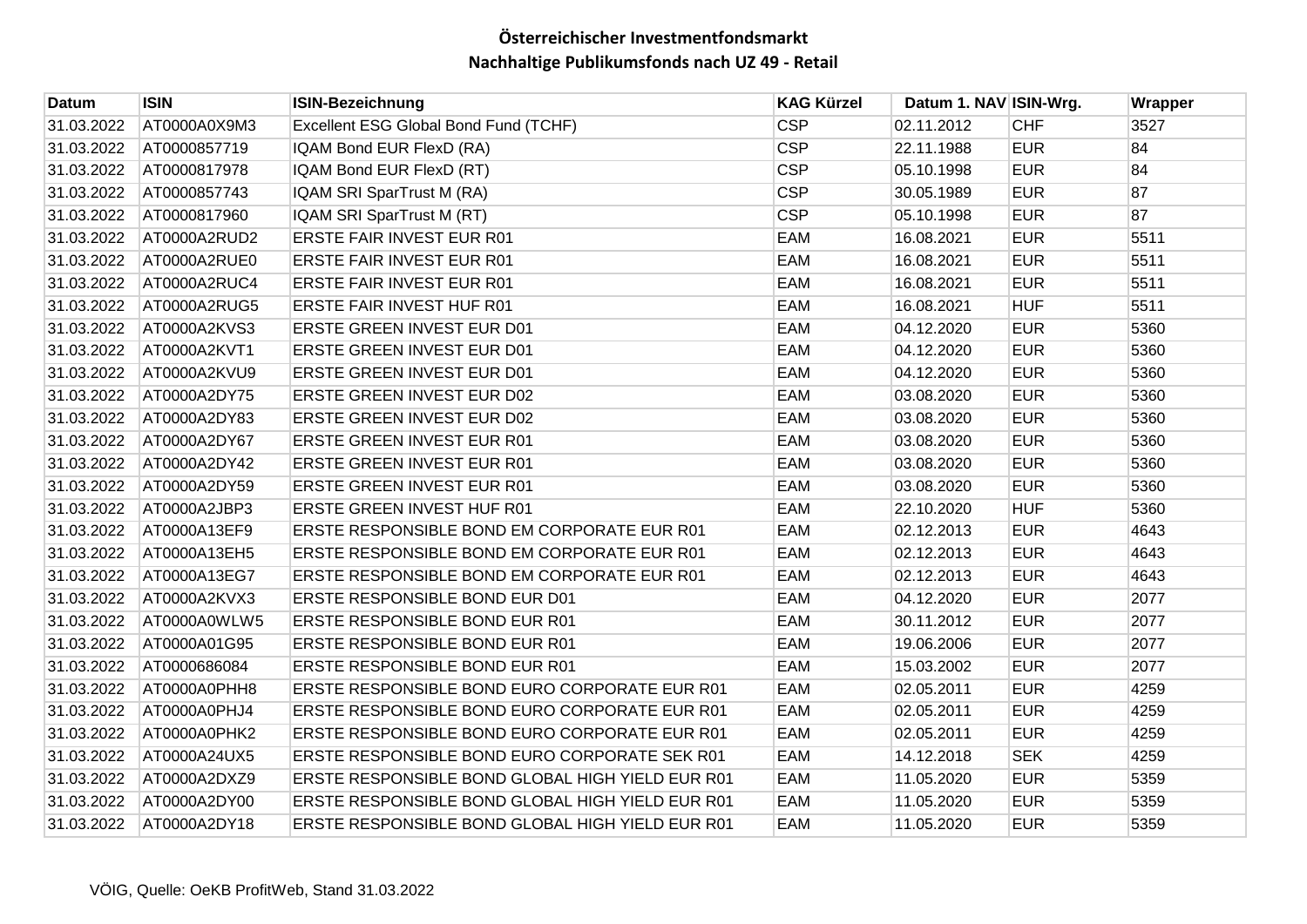## Österreichischer Investmentfondsmarkt
## Nachhaltige Publikumsfonds nach UZ 49 - Retail

| Datum | ISIN | ISIN-Bezeichnung | KAG Kürzel | Datum 1. NAV | ISIN-Wrg. | Wrapper |
|---|---|---|---|---|---|---|
| 31.03.2022 | AT0000A0X9M3 | Excellent ESG Global Bond Fund (TCHF) | CSP | 02.11.2012 | CHF | 3527 |
| 31.03.2022 | AT0000857719 | IQAM Bond EUR FlexD (RA) | CSP | 22.11.1988 | EUR | 84 |
| 31.03.2022 | AT0000817978 | IQAM Bond EUR FlexD (RT) | CSP | 05.10.1998 | EUR | 84 |
| 31.03.2022 | AT0000857743 | IQAM SRI SparTrust M (RA) | CSP | 30.05.1989 | EUR | 87 |
| 31.03.2022 | AT0000817960 | IQAM SRI SparTrust M (RT) | CSP | 05.10.1998 | EUR | 87 |
| 31.03.2022 | AT0000A2RUD2 | ERSTE FAIR INVEST EUR R01 | EAM | 16.08.2021 | EUR | 5511 |
| 31.03.2022 | AT0000A2RUE0 | ERSTE FAIR INVEST EUR R01 | EAM | 16.08.2021 | EUR | 5511 |
| 31.03.2022 | AT0000A2RUC4 | ERSTE FAIR INVEST EUR R01 | EAM | 16.08.2021 | EUR | 5511 |
| 31.03.2022 | AT0000A2RUG5 | ERSTE FAIR INVEST HUF R01 | EAM | 16.08.2021 | HUF | 5511 |
| 31.03.2022 | AT0000A2KVS3 | ERSTE GREEN INVEST EUR D01 | EAM | 04.12.2020 | EUR | 5360 |
| 31.03.2022 | AT0000A2KVT1 | ERSTE GREEN INVEST EUR D01 | EAM | 04.12.2020 | EUR | 5360 |
| 31.03.2022 | AT0000A2KVU9 | ERSTE GREEN INVEST EUR D01 | EAM | 04.12.2020 | EUR | 5360 |
| 31.03.2022 | AT0000A2DY75 | ERSTE GREEN INVEST EUR D02 | EAM | 03.08.2020 | EUR | 5360 |
| 31.03.2022 | AT0000A2DY83 | ERSTE GREEN INVEST EUR D02 | EAM | 03.08.2020 | EUR | 5360 |
| 31.03.2022 | AT0000A2DY67 | ERSTE GREEN INVEST EUR R01 | EAM | 03.08.2020 | EUR | 5360 |
| 31.03.2022 | AT0000A2DY42 | ERSTE GREEN INVEST EUR R01 | EAM | 03.08.2020 | EUR | 5360 |
| 31.03.2022 | AT0000A2DY59 | ERSTE GREEN INVEST EUR R01 | EAM | 03.08.2020 | EUR | 5360 |
| 31.03.2022 | AT0000A2JBP3 | ERSTE GREEN INVEST HUF R01 | EAM | 22.10.2020 | HUF | 5360 |
| 31.03.2022 | AT0000A13EF9 | ERSTE RESPONSIBLE BOND EM CORPORATE EUR R01 | EAM | 02.12.2013 | EUR | 4643 |
| 31.03.2022 | AT0000A13EH5 | ERSTE RESPONSIBLE BOND EM CORPORATE EUR R01 | EAM | 02.12.2013 | EUR | 4643 |
| 31.03.2022 | AT0000A13EG7 | ERSTE RESPONSIBLE BOND EM CORPORATE EUR R01 | EAM | 02.12.2013 | EUR | 4643 |
| 31.03.2022 | AT0000A2KVX3 | ERSTE RESPONSIBLE BOND EUR D01 | EAM | 04.12.2020 | EUR | 2077 |
| 31.03.2022 | AT0000A0WLW5 | ERSTE RESPONSIBLE BOND EUR R01 | EAM | 30.11.2012 | EUR | 2077 |
| 31.03.2022 | AT0000A01G95 | ERSTE RESPONSIBLE BOND EUR R01 | EAM | 19.06.2006 | EUR | 2077 |
| 31.03.2022 | AT0000686084 | ERSTE RESPONSIBLE BOND EUR R01 | EAM | 15.03.2002 | EUR | 2077 |
| 31.03.2022 | AT0000A0PHH8 | ERSTE RESPONSIBLE BOND EURO CORPORATE EUR R01 | EAM | 02.05.2011 | EUR | 4259 |
| 31.03.2022 | AT0000A0PHJ4 | ERSTE RESPONSIBLE BOND EURO CORPORATE EUR R01 | EAM | 02.05.2011 | EUR | 4259 |
| 31.03.2022 | AT0000A0PHK2 | ERSTE RESPONSIBLE BOND EURO CORPORATE EUR R01 | EAM | 02.05.2011 | EUR | 4259 |
| 31.03.2022 | AT0000A24UX5 | ERSTE RESPONSIBLE BOND EURO CORPORATE SEK R01 | EAM | 14.12.2018 | SEK | 4259 |
| 31.03.2022 | AT0000A2DXZ9 | ERSTE RESPONSIBLE BOND GLOBAL HIGH YIELD EUR R01 | EAM | 11.05.2020 | EUR | 5359 |
| 31.03.2022 | AT0000A2DY00 | ERSTE RESPONSIBLE BOND GLOBAL HIGH YIELD EUR R01 | EAM | 11.05.2020 | EUR | 5359 |
| 31.03.2022 | AT0000A2DY18 | ERSTE RESPONSIBLE BOND GLOBAL HIGH YIELD EUR R01 | EAM | 11.05.2020 | EUR | 5359 |

VÖIG, Quelle: OeKB ProfitWeb, Stand 31.03.2022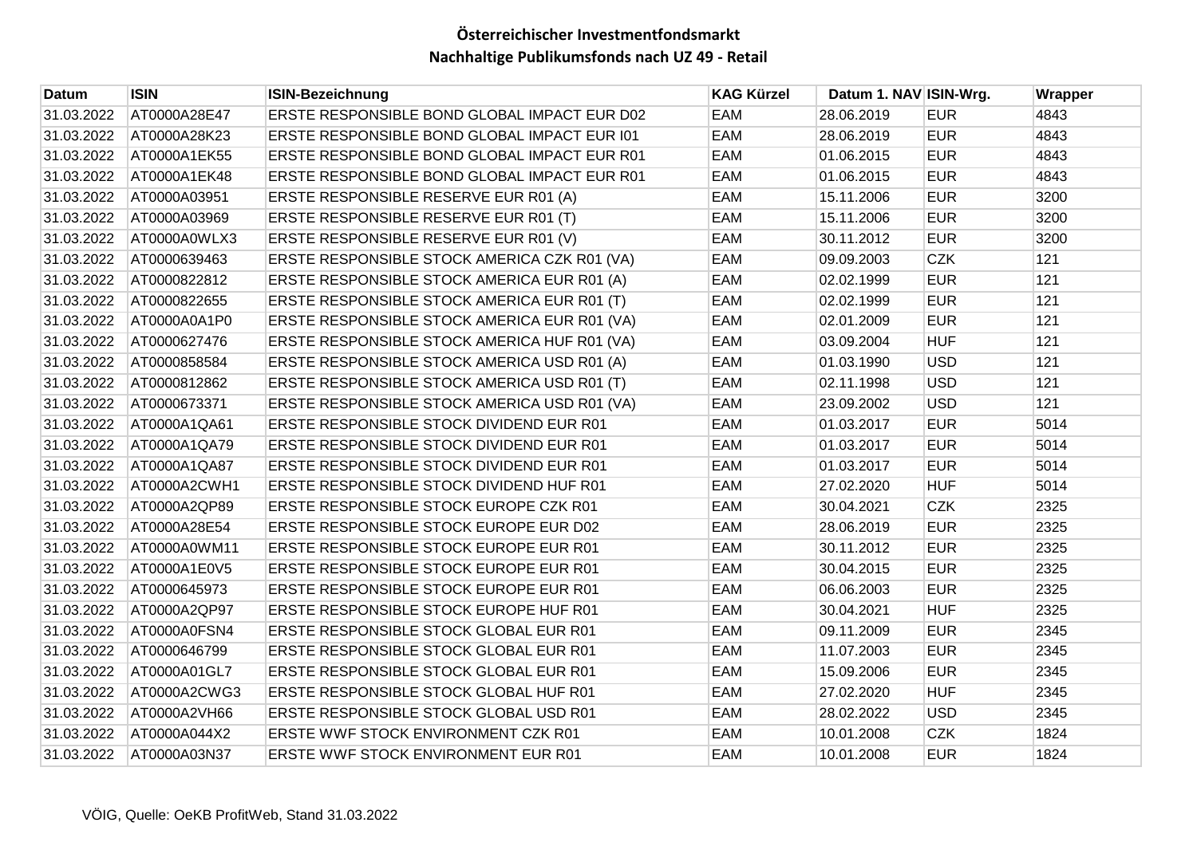# Österreichischer Investmentfondsmarkt

## Nachhaltige Publikumsfonds nach UZ 49 - Retail

| Datum | ISIN | ISIN-Bezeichnung | KAG Kürzel | Datum 1. NAV | ISIN-Wrg. | Wrapper |
|---|---|---|---|---|---|---|
| 31.03.2022 | AT0000A28E47 | ERSTE RESPONSIBLE BOND GLOBAL IMPACT EUR D02 | EAM | 28.06.2019 | EUR | 4843 |
| 31.03.2022 | AT0000A28K23 | ERSTE RESPONSIBLE BOND GLOBAL IMPACT EUR I01 | EAM | 28.06.2019 | EUR | 4843 |
| 31.03.2022 | AT0000A1EK55 | ERSTE RESPONSIBLE BOND GLOBAL IMPACT EUR R01 | EAM | 01.06.2015 | EUR | 4843 |
| 31.03.2022 | AT0000A1EK48 | ERSTE RESPONSIBLE BOND GLOBAL IMPACT EUR R01 | EAM | 01.06.2015 | EUR | 4843 |
| 31.03.2022 | AT0000A03951 | ERSTE RESPONSIBLE RESERVE EUR R01 (A) | EAM | 15.11.2006 | EUR | 3200 |
| 31.03.2022 | AT0000A03969 | ERSTE RESPONSIBLE RESERVE EUR R01 (T) | EAM | 15.11.2006 | EUR | 3200 |
| 31.03.2022 | AT0000A0WLX3 | ERSTE RESPONSIBLE RESERVE EUR R01 (V) | EAM | 30.11.2012 | EUR | 3200 |
| 31.03.2022 | AT0000639463 | ERSTE RESPONSIBLE STOCK AMERICA CZK R01 (VA) | EAM | 09.09.2003 | CZK | 121 |
| 31.03.2022 | AT0000822812 | ERSTE RESPONSIBLE STOCK AMERICA EUR R01 (A) | EAM | 02.02.1999 | EUR | 121 |
| 31.03.2022 | AT0000822655 | ERSTE RESPONSIBLE STOCK AMERICA EUR R01 (T) | EAM | 02.02.1999 | EUR | 121 |
| 31.03.2022 | AT0000A0A1P0 | ERSTE RESPONSIBLE STOCK AMERICA EUR R01 (VA) | EAM | 02.01.2009 | EUR | 121 |
| 31.03.2022 | AT0000627476 | ERSTE RESPONSIBLE STOCK AMERICA HUF R01 (VA) | EAM | 03.09.2004 | HUF | 121 |
| 31.03.2022 | AT0000858584 | ERSTE RESPONSIBLE STOCK AMERICA USD R01 (A) | EAM | 01.03.1990 | USD | 121 |
| 31.03.2022 | AT0000812862 | ERSTE RESPONSIBLE STOCK AMERICA USD R01 (T) | EAM | 02.11.1998 | USD | 121 |
| 31.03.2022 | AT0000673371 | ERSTE RESPONSIBLE STOCK AMERICA USD R01 (VA) | EAM | 23.09.2002 | USD | 121 |
| 31.03.2022 | AT0000A1QA61 | ERSTE RESPONSIBLE STOCK DIVIDEND EUR R01 | EAM | 01.03.2017 | EUR | 5014 |
| 31.03.2022 | AT0000A1QA79 | ERSTE RESPONSIBLE STOCK DIVIDEND EUR R01 | EAM | 01.03.2017 | EUR | 5014 |
| 31.03.2022 | AT0000A1QA87 | ERSTE RESPONSIBLE STOCK DIVIDEND EUR R01 | EAM | 01.03.2017 | EUR | 5014 |
| 31.03.2022 | AT0000A2CWH1 | ERSTE RESPONSIBLE STOCK DIVIDEND HUF R01 | EAM | 27.02.2020 | HUF | 5014 |
| 31.03.2022 | AT0000A2QP89 | ERSTE RESPONSIBLE STOCK EUROPE CZK R01 | EAM | 30.04.2021 | CZK | 2325 |
| 31.03.2022 | AT0000A28E54 | ERSTE RESPONSIBLE STOCK EUROPE EUR D02 | EAM | 28.06.2019 | EUR | 2325 |
| 31.03.2022 | AT0000A0WM11 | ERSTE RESPONSIBLE STOCK EUROPE EUR R01 | EAM | 30.11.2012 | EUR | 2325 |
| 31.03.2022 | AT0000A1E0V5 | ERSTE RESPONSIBLE STOCK EUROPE EUR R01 | EAM | 30.04.2015 | EUR | 2325 |
| 31.03.2022 | AT0000645973 | ERSTE RESPONSIBLE STOCK EUROPE EUR R01 | EAM | 06.06.2003 | EUR | 2325 |
| 31.03.2022 | AT0000A2QP97 | ERSTE RESPONSIBLE STOCK EUROPE HUF R01 | EAM | 30.04.2021 | HUF | 2325 |
| 31.03.2022 | AT0000A0FSN4 | ERSTE RESPONSIBLE STOCK GLOBAL EUR R01 | EAM | 09.11.2009 | EUR | 2345 |
| 31.03.2022 | AT0000646799 | ERSTE RESPONSIBLE STOCK GLOBAL EUR R01 | EAM | 11.07.2003 | EUR | 2345 |
| 31.03.2022 | AT0000A01GL7 | ERSTE RESPONSIBLE STOCK GLOBAL EUR R01 | EAM | 15.09.2006 | EUR | 2345 |
| 31.03.2022 | AT0000A2CWG3 | ERSTE RESPONSIBLE STOCK GLOBAL HUF R01 | EAM | 27.02.2020 | HUF | 2345 |
| 31.03.2022 | AT0000A2VH66 | ERSTE RESPONSIBLE STOCK GLOBAL USD R01 | EAM | 28.02.2022 | USD | 2345 |
| 31.03.2022 | AT0000A044X2 | ERSTE WWF STOCK ENVIRONMENT CZK R01 | EAM | 10.01.2008 | CZK | 1824 |
| 31.03.2022 | AT0000A03N37 | ERSTE WWF STOCK ENVIRONMENT EUR R01 | EAM | 10.01.2008 | EUR | 1824 |

VÖIG, Quelle: OeKB ProfitWeb, Stand 31.03.2022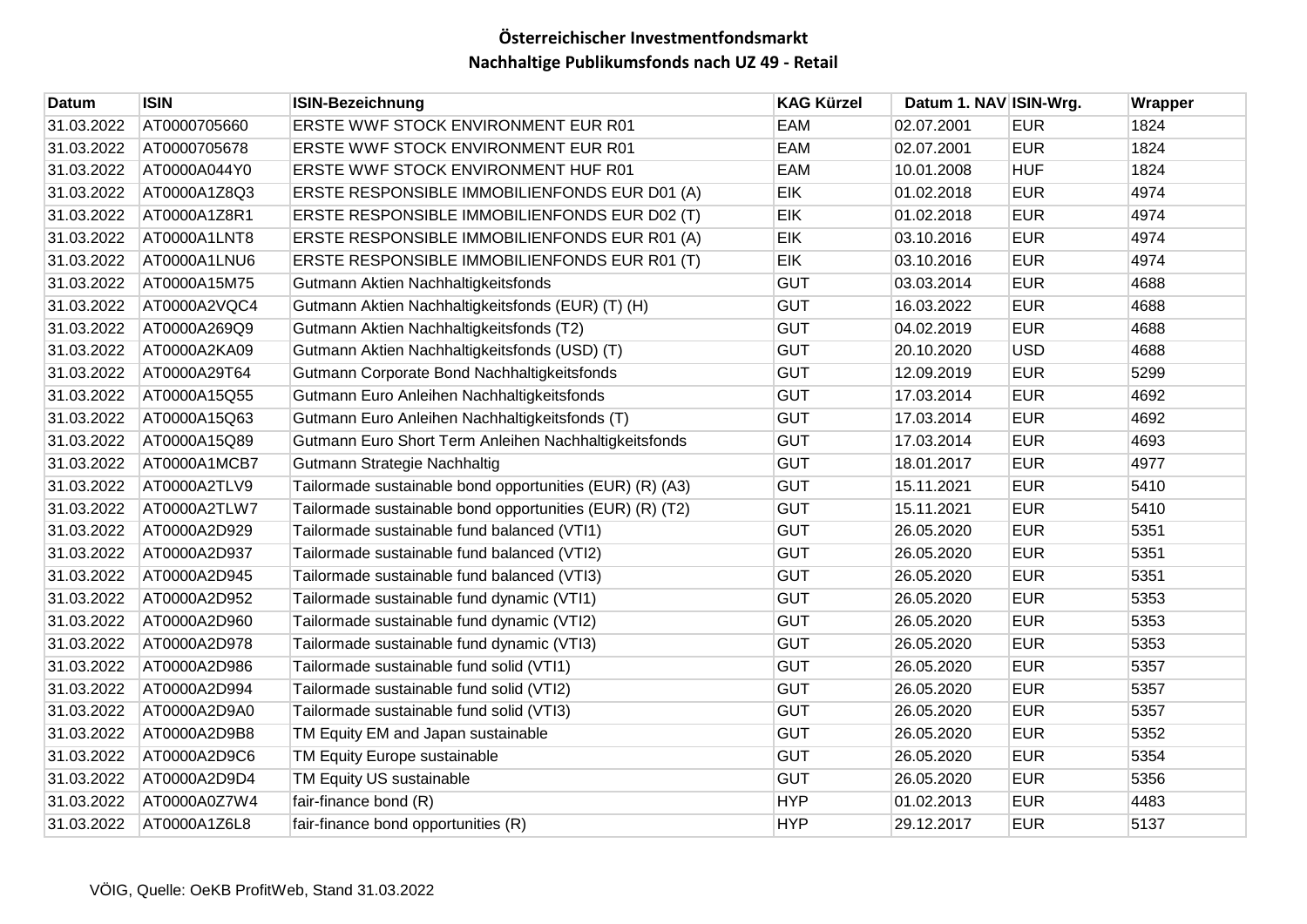# Österreichischer Investmentfondsmarkt

## Nachhaltige Publikumsfonds nach UZ 49 - Retail

| Datum | ISIN | ISIN-Bezeichnung | KAG Kürzel | Datum 1. NAV | ISIN-Wrg. | Wrapper |
|---|---|---|---|---|---|---|
| 31.03.2022 | AT0000705660 | ERSTE WWF STOCK ENVIRONMENT EUR R01 | EAM | 02.07.2001 | EUR | 1824 |
| 31.03.2022 | AT0000705678 | ERSTE WWF STOCK ENVIRONMENT EUR R01 | EAM | 02.07.2001 | EUR | 1824 |
| 31.03.2022 | AT0000A044Y0 | ERSTE WWF STOCK ENVIRONMENT HUF R01 | EAM | 10.01.2008 | HUF | 1824 |
| 31.03.2022 | AT0000A1Z8Q3 | ERSTE RESPONSIBLE IMMOBILIENFONDS EUR D01 (A) | EIK | 01.02.2018 | EUR | 4974 |
| 31.03.2022 | AT0000A1Z8R1 | ERSTE RESPONSIBLE IMMOBILIENFONDS EUR D02 (T) | EIK | 01.02.2018 | EUR | 4974 |
| 31.03.2022 | AT0000A1LNT8 | ERSTE RESPONSIBLE IMMOBILIENFONDS EUR R01 (A) | EIK | 03.10.2016 | EUR | 4974 |
| 31.03.2022 | AT0000A1LNU6 | ERSTE RESPONSIBLE IMMOBILIENFONDS EUR R01 (T) | EIK | 03.10.2016 | EUR | 4974 |
| 31.03.2022 | AT0000A15M75 | Gutmann Aktien Nachhaltigkeitsfonds | GUT | 03.03.2014 | EUR | 4688 |
| 31.03.2022 | AT0000A2VQC4 | Gutmann Aktien Nachhaltigkeitsfonds (EUR) (T) (H) | GUT | 16.03.2022 | EUR | 4688 |
| 31.03.2022 | AT0000A269Q9 | Gutmann Aktien Nachhaltigkeitsfonds (T2) | GUT | 04.02.2019 | EUR | 4688 |
| 31.03.2022 | AT0000A2KA09 | Gutmann Aktien Nachhaltigkeitsfonds (USD) (T) | GUT | 20.10.2020 | USD | 4688 |
| 31.03.2022 | AT0000A29T64 | Gutmann Corporate Bond Nachhaltigkeitsfonds | GUT | 12.09.2019 | EUR | 5299 |
| 31.03.2022 | AT0000A15Q55 | Gutmann Euro Anleihen Nachhaltigkeitsfonds | GUT | 17.03.2014 | EUR | 4692 |
| 31.03.2022 | AT0000A15Q63 | Gutmann Euro Anleihen Nachhaltigkeitsfonds (T) | GUT | 17.03.2014 | EUR | 4692 |
| 31.03.2022 | AT0000A15Q89 | Gutmann Euro Short Term Anleihen Nachhaltigkeitsfonds | GUT | 17.03.2014 | EUR | 4693 |
| 31.03.2022 | AT0000A1MCB7 | Gutmann Strategie Nachhaltig | GUT | 18.01.2017 | EUR | 4977 |
| 31.03.2022 | AT0000A2TLV9 | Tailormade sustainable bond opportunities (EUR) (R) (A3) | GUT | 15.11.2021 | EUR | 5410 |
| 31.03.2022 | AT0000A2TLW7 | Tailormade sustainable bond opportunities (EUR) (R) (T2) | GUT | 15.11.2021 | EUR | 5410 |
| 31.03.2022 | AT0000A2D929 | Tailormade sustainable fund balanced (VTI1) | GUT | 26.05.2020 | EUR | 5351 |
| 31.03.2022 | AT0000A2D937 | Tailormade sustainable fund balanced (VTI2) | GUT | 26.05.2020 | EUR | 5351 |
| 31.03.2022 | AT0000A2D945 | Tailormade sustainable fund balanced (VTI3) | GUT | 26.05.2020 | EUR | 5351 |
| 31.03.2022 | AT0000A2D952 | Tailormade sustainable fund dynamic (VTI1) | GUT | 26.05.2020 | EUR | 5353 |
| 31.03.2022 | AT0000A2D960 | Tailormade sustainable fund dynamic (VTI2) | GUT | 26.05.2020 | EUR | 5353 |
| 31.03.2022 | AT0000A2D978 | Tailormade sustainable fund dynamic (VTI3) | GUT | 26.05.2020 | EUR | 5353 |
| 31.03.2022 | AT0000A2D986 | Tailormade sustainable fund solid (VTI1) | GUT | 26.05.2020 | EUR | 5357 |
| 31.03.2022 | AT0000A2D994 | Tailormade sustainable fund solid (VTI2) | GUT | 26.05.2020 | EUR | 5357 |
| 31.03.2022 | AT0000A2D9A0 | Tailormade sustainable fund solid (VTI3) | GUT | 26.05.2020 | EUR | 5357 |
| 31.03.2022 | AT0000A2D9B8 | TM Equity EM and Japan sustainable | GUT | 26.05.2020 | EUR | 5352 |
| 31.03.2022 | AT0000A2D9C6 | TM Equity Europe sustainable | GUT | 26.05.2020 | EUR | 5354 |
| 31.03.2022 | AT0000A2D9D4 | TM Equity US sustainable | GUT | 26.05.2020 | EUR | 5356 |
| 31.03.2022 | AT0000A0Z7W4 | fair-finance bond (R) | HYP | 01.02.2013 | EUR | 4483 |
| 31.03.2022 | AT0000A1Z6L8 | fair-finance bond opportunities (R) | HYP | 29.12.2017 | EUR | 5137 |

VÖIG, Quelle: OeKB ProfitWeb, Stand 31.03.2022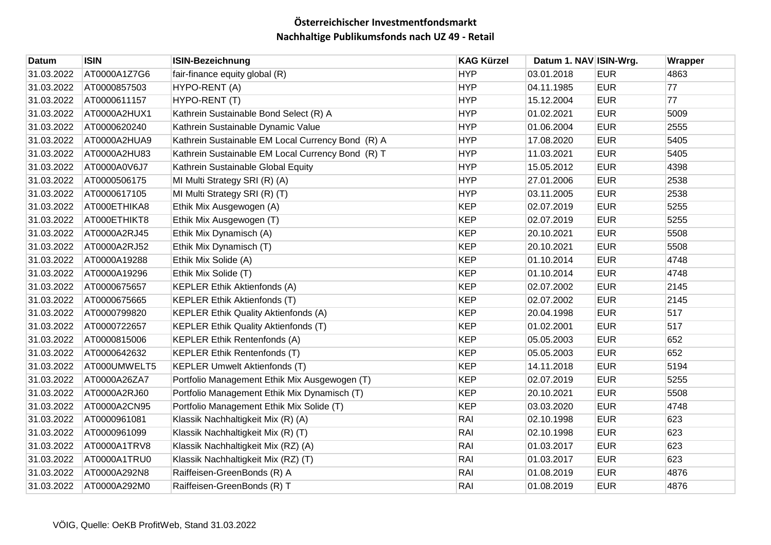# Österreichischer Investmentfondsmarkt

## Nachhaltige Publikumsfonds nach UZ 49 - Retail

| Datum | ISIN | ISIN-Bezeichnung | KAG Kürzel | Datum 1. NAV | ISIN-Wrg. | Wrapper |
|---|---|---|---|---|---|---|
| 31.03.2022 | AT0000A1Z7G6 | fair-finance equity global (R) | HYP | 03.01.2018 | EUR | 4863 |
| 31.03.2022 | AT0000857503 | HYPO-RENT (A) | HYP | 04.11.1985 | EUR | 77 |
| 31.03.2022 | AT0000611157 | HYPO-RENT (T) | HYP | 15.12.2004 | EUR | 77 |
| 31.03.2022 | AT0000A2HUX1 | Kathrein Sustainable Bond Select (R) A | HYP | 01.02.2021 | EUR | 5009 |
| 31.03.2022 | AT0000620240 | Kathrein Sustainable Dynamic Value | HYP | 01.06.2004 | EUR | 2555 |
| 31.03.2022 | AT0000A2HUA9 | Kathrein Sustainable EM Local Currency Bond (R) A | HYP | 17.08.2020 | EUR | 5405 |
| 31.03.2022 | AT0000A2HU83 | Kathrein Sustainable EM Local Currency Bond (R) T | HYP | 11.03.2021 | EUR | 5405 |
| 31.03.2022 | AT0000A0V6J7 | Kathrein Sustainable Global Equity | HYP | 15.05.2012 | EUR | 4398 |
| 31.03.2022 | AT0000506175 | MI Multi Strategy SRI (R) (A) | HYP | 27.01.2006 | EUR | 2538 |
| 31.03.2022 | AT0000617105 | MI Multi Strategy SRI (R) (T) | HYP | 03.11.2005 | EUR | 2538 |
| 31.03.2022 | AT000ETHIKA8 | Ethik Mix Ausgewogen (A) | KEP | 02.07.2019 | EUR | 5255 |
| 31.03.2022 | AT000ETHIKT8 | Ethik Mix Ausgewogen (T) | KEP | 02.07.2019 | EUR | 5255 |
| 31.03.2022 | AT0000A2RJ45 | Ethik Mix Dynamisch (A) | KEP | 20.10.2021 | EUR | 5508 |
| 31.03.2022 | AT0000A2RJ52 | Ethik Mix Dynamisch (T) | KEP | 20.10.2021 | EUR | 5508 |
| 31.03.2022 | AT0000A19288 | Ethik Mix Solide (A) | KEP | 01.10.2014 | EUR | 4748 |
| 31.03.2022 | AT0000A19296 | Ethik Mix Solide (T) | KEP | 01.10.2014 | EUR | 4748 |
| 31.03.2022 | AT0000675657 | KEPLER Ethik Aktienfonds (A) | KEP | 02.07.2002 | EUR | 2145 |
| 31.03.2022 | AT0000675665 | KEPLER Ethik Aktienfonds (T) | KEP | 02.07.2002 | EUR | 2145 |
| 31.03.2022 | AT0000799820 | KEPLER Ethik Quality Aktienfonds (A) | KEP | 20.04.1998 | EUR | 517 |
| 31.03.2022 | AT0000722657 | KEPLER Ethik Quality Aktienfonds (T) | KEP | 01.02.2001 | EUR | 517 |
| 31.03.2022 | AT0000815006 | KEPLER Ethik Rentenfonds (A) | KEP | 05.05.2003 | EUR | 652 |
| 31.03.2022 | AT0000642632 | KEPLER Ethik Rentenfonds (T) | KEP | 05.05.2003 | EUR | 652 |
| 31.03.2022 | AT000UMWELT5 | KEPLER Umwelt Aktienfonds (T) | KEP | 14.11.2018 | EUR | 5194 |
| 31.03.2022 | AT0000A26ZA7 | Portfolio Management Ethik Mix Ausgewogen (T) | KEP | 02.07.2019 | EUR | 5255 |
| 31.03.2022 | AT0000A2RJ60 | Portfolio Management Ethik Mix Dynamisch (T) | KEP | 20.10.2021 | EUR | 5508 |
| 31.03.2022 | AT0000A2CN95 | Portfolio Management Ethik Mix Solide (T) | KEP | 03.03.2020 | EUR | 4748 |
| 31.03.2022 | AT0000961081 | Klassik Nachhaltigkeit Mix (R) (A) | RAI | 02.10.1998 | EUR | 623 |
| 31.03.2022 | AT0000961099 | Klassik Nachhaltigkeit Mix (R) (T) | RAI | 02.10.1998 | EUR | 623 |
| 31.03.2022 | AT0000A1TRV8 | Klassik Nachhaltigkeit Mix (RZ) (A) | RAI | 01.03.2017 | EUR | 623 |
| 31.03.2022 | AT0000A1TRU0 | Klassik Nachhaltigkeit Mix (RZ) (T) | RAI | 01.03.2017 | EUR | 623 |
| 31.03.2022 | AT0000A292N8 | Raiffeisen-GreenBonds (R) A | RAI | 01.08.2019 | EUR | 4876 |
| 31.03.2022 | AT0000A292M0 | Raiffeisen-GreenBonds (R) T | RAI | 01.08.2019 | EUR | 4876 |

VÖIG, Quelle: OeKB ProfitWeb, Stand 31.03.2022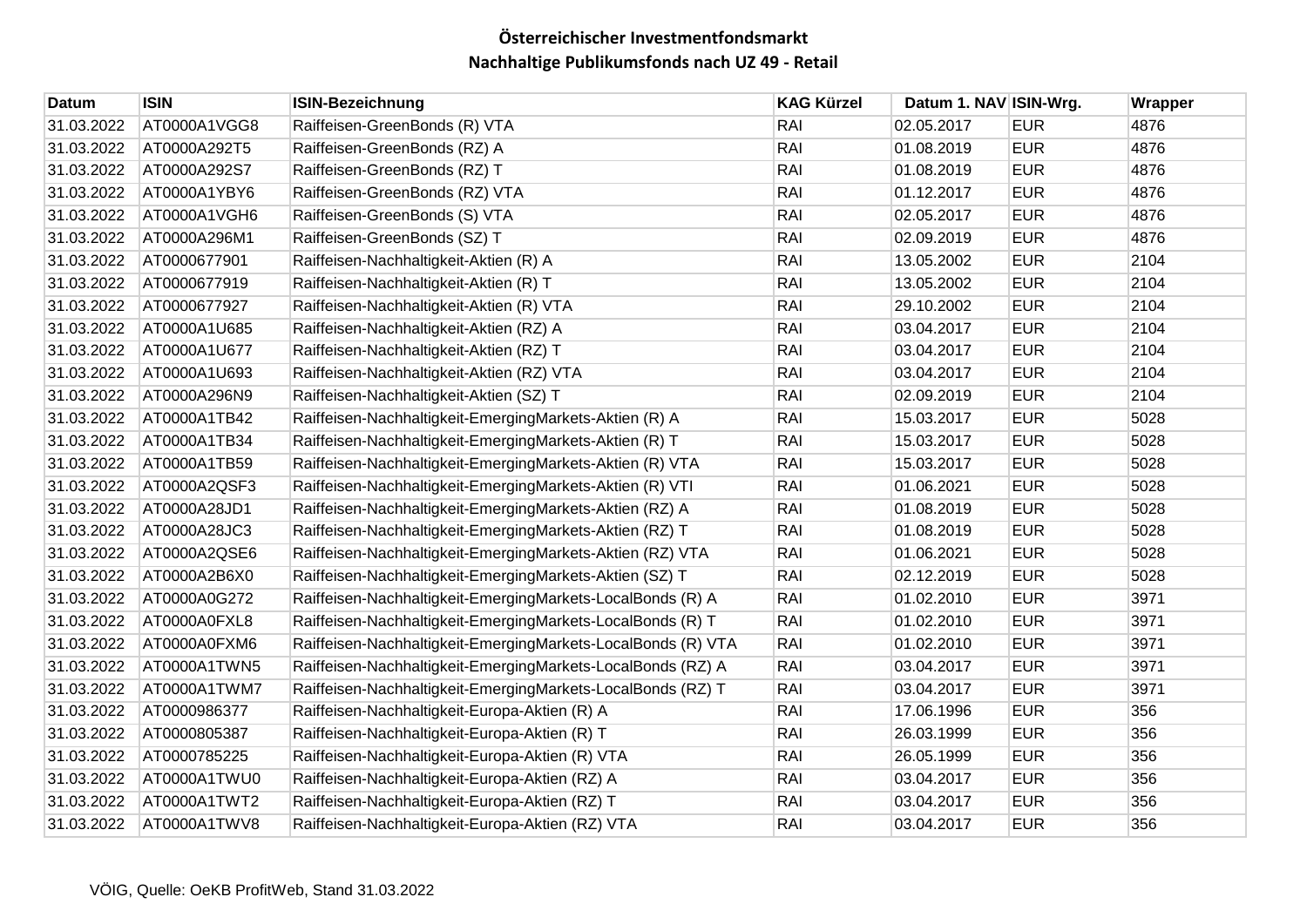# Österreichischer Investmentfondsmarkt

## Nachhaltige Publikumsfonds nach UZ 49 - Retail

| Datum | ISIN | ISIN-Bezeichnung | KAG Kürzel | Datum 1. NAV | ISIN-Wrg. | Wrapper |
|---|---|---|---|---|---|---|
| 31.03.2022 | AT0000A1VGG8 | Raiffeisen-GreenBonds (R) VTA | RAI | 02.05.2017 | EUR | 4876 |
| 31.03.2022 | AT0000A292T5 | Raiffeisen-GreenBonds (RZ) A | RAI | 01.08.2019 | EUR | 4876 |
| 31.03.2022 | AT0000A292S7 | Raiffeisen-GreenBonds (RZ) T | RAI | 01.08.2019 | EUR | 4876 |
| 31.03.2022 | AT0000A1YBY6 | Raiffeisen-GreenBonds (RZ) VTA | RAI | 01.12.2017 | EUR | 4876 |
| 31.03.2022 | AT0000A1VGH6 | Raiffeisen-GreenBonds (S) VTA | RAI | 02.05.2017 | EUR | 4876 |
| 31.03.2022 | AT0000A296M1 | Raiffeisen-GreenBonds (SZ) T | RAI | 02.09.2019 | EUR | 4876 |
| 31.03.2022 | AT0000677901 | Raiffeisen-Nachhaltigkeit-Aktien (R) A | RAI | 13.05.2002 | EUR | 2104 |
| 31.03.2022 | AT0000677919 | Raiffeisen-Nachhaltigkeit-Aktien (R) T | RAI | 13.05.2002 | EUR | 2104 |
| 31.03.2022 | AT0000677927 | Raiffeisen-Nachhaltigkeit-Aktien (R) VTA | RAI | 29.10.2002 | EUR | 2104 |
| 31.03.2022 | AT0000A1U685 | Raiffeisen-Nachhaltigkeit-Aktien (RZ) A | RAI | 03.04.2017 | EUR | 2104 |
| 31.03.2022 | AT0000A1U677 | Raiffeisen-Nachhaltigkeit-Aktien (RZ) T | RAI | 03.04.2017 | EUR | 2104 |
| 31.03.2022 | AT0000A1U693 | Raiffeisen-Nachhaltigkeit-Aktien (RZ) VTA | RAI | 03.04.2017 | EUR | 2104 |
| 31.03.2022 | AT0000A296N9 | Raiffeisen-Nachhaltigkeit-Aktien (SZ) T | RAI | 02.09.2019 | EUR | 2104 |
| 31.03.2022 | AT0000A1TB42 | Raiffeisen-Nachhaltigkeit-EmergingMarkets-Aktien (R) A | RAI | 15.03.2017 | EUR | 5028 |
| 31.03.2022 | AT0000A1TB34 | Raiffeisen-Nachhaltigkeit-EmergingMarkets-Aktien (R) T | RAI | 15.03.2017 | EUR | 5028 |
| 31.03.2022 | AT0000A1TB59 | Raiffeisen-Nachhaltigkeit-EmergingMarkets-Aktien (R) VTA | RAI | 15.03.2017 | EUR | 5028 |
| 31.03.2022 | AT0000A2QSF3 | Raiffeisen-Nachhaltigkeit-EmergingMarkets-Aktien (R) VTI | RAI | 01.06.2021 | EUR | 5028 |
| 31.03.2022 | AT0000A28JD1 | Raiffeisen-Nachhaltigkeit-EmergingMarkets-Aktien (RZ) A | RAI | 01.08.2019 | EUR | 5028 |
| 31.03.2022 | AT0000A28JC3 | Raiffeisen-Nachhaltigkeit-EmergingMarkets-Aktien (RZ) T | RAI | 01.08.2019 | EUR | 5028 |
| 31.03.2022 | AT0000A2QSE6 | Raiffeisen-Nachhaltigkeit-EmergingMarkets-Aktien (RZ) VTA | RAI | 01.06.2021 | EUR | 5028 |
| 31.03.2022 | AT0000A2B6X0 | Raiffeisen-Nachhaltigkeit-EmergingMarkets-Aktien (SZ) T | RAI | 02.12.2019 | EUR | 5028 |
| 31.03.2022 | AT0000A0G272 | Raiffeisen-Nachhaltigkeit-EmergingMarkets-LocalBonds (R) A | RAI | 01.02.2010 | EUR | 3971 |
| 31.03.2022 | AT0000A0FXL8 | Raiffeisen-Nachhaltigkeit-EmergingMarkets-LocalBonds (R) T | RAI | 01.02.2010 | EUR | 3971 |
| 31.03.2022 | AT0000A0FXM6 | Raiffeisen-Nachhaltigkeit-EmergingMarkets-LocalBonds (R) VTA | RAI | 01.02.2010 | EUR | 3971 |
| 31.03.2022 | AT0000A1TWN5 | Raiffeisen-Nachhaltigkeit-EmergingMarkets-LocalBonds (RZ) A | RAI | 03.04.2017 | EUR | 3971 |
| 31.03.2022 | AT0000A1TWM7 | Raiffeisen-Nachhaltigkeit-EmergingMarkets-LocalBonds (RZ) T | RAI | 03.04.2017 | EUR | 3971 |
| 31.03.2022 | AT0000986377 | Raiffeisen-Nachhaltigkeit-Europa-Aktien (R) A | RAI | 17.06.1996 | EUR | 356 |
| 31.03.2022 | AT0000805387 | Raiffeisen-Nachhaltigkeit-Europa-Aktien (R) T | RAI | 26.03.1999 | EUR | 356 |
| 31.03.2022 | AT0000785225 | Raiffeisen-Nachhaltigkeit-Europa-Aktien (R) VTA | RAI | 26.05.1999 | EUR | 356 |
| 31.03.2022 | AT0000A1TWU0 | Raiffeisen-Nachhaltigkeit-Europa-Aktien (RZ) A | RAI | 03.04.2017 | EUR | 356 |
| 31.03.2022 | AT0000A1TWT2 | Raiffeisen-Nachhaltigkeit-Europa-Aktien (RZ) T | RAI | 03.04.2017 | EUR | 356 |
| 31.03.2022 | AT0000A1TWV8 | Raiffeisen-Nachhaltigkeit-Europa-Aktien (RZ) VTA | RAI | 03.04.2017 | EUR | 356 |

VÖIG, Quelle: OeKB ProfitWeb, Stand 31.03.2022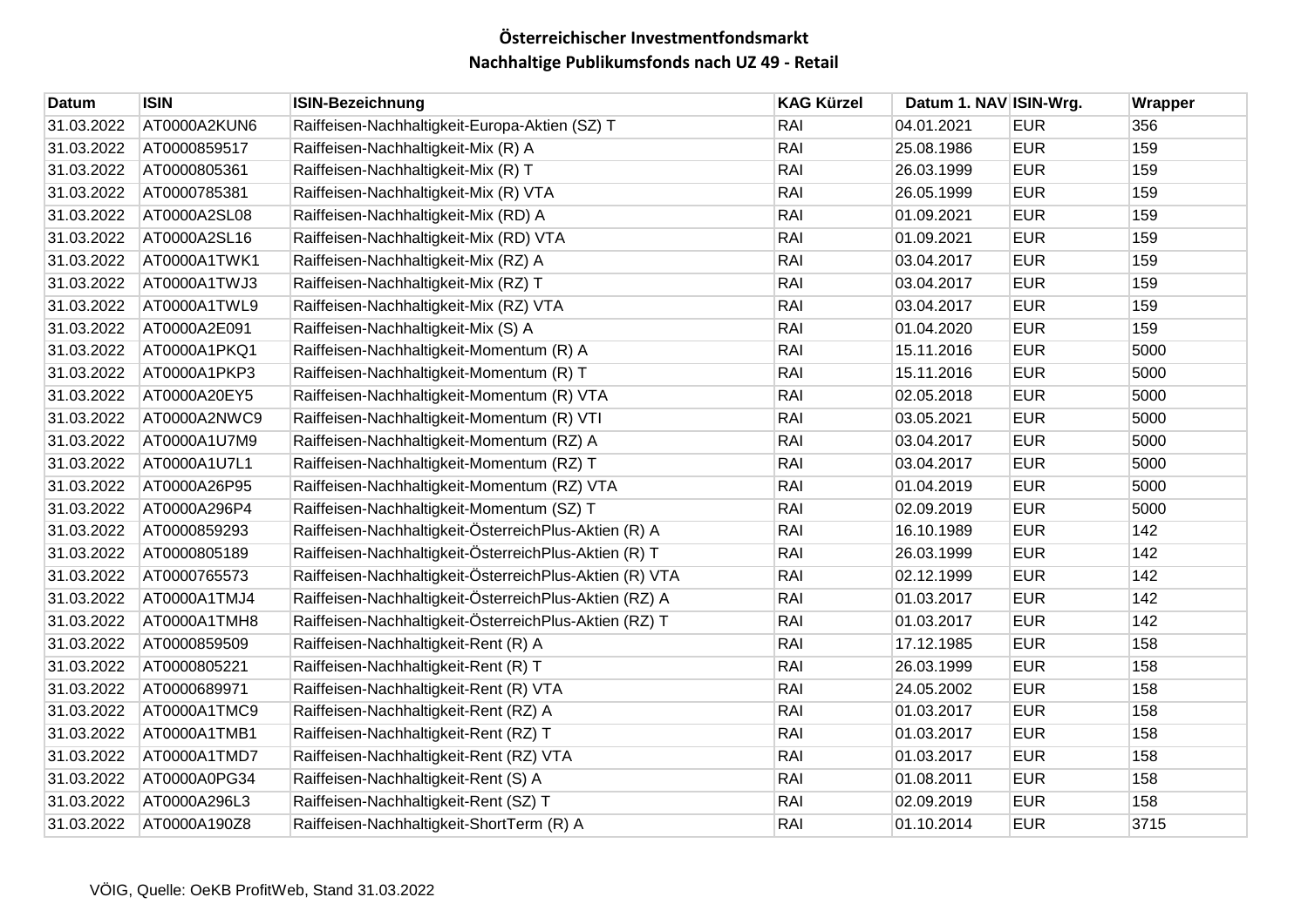# Österreichischer Investmentfondsmarkt

## Nachhaltige Publikumsfonds nach UZ 49 - Retail

| Datum | ISIN | ISIN-Bezeichnung | KAG Kürzel | Datum 1. NAV | ISIN-Wrg. | Wrapper |
|---|---|---|---|---|---|---|
| 31.03.2022 | AT0000A2KUN6 | Raiffeisen-Nachhaltigkeit-Europa-Aktien (SZ) T | RAI | 04.01.2021 | EUR | 356 |
| 31.03.2022 | AT0000859517 | Raiffeisen-Nachhaltigkeit-Mix (R) A | RAI | 25.08.1986 | EUR | 159 |
| 31.03.2022 | AT0000805361 | Raiffeisen-Nachhaltigkeit-Mix (R) T | RAI | 26.03.1999 | EUR | 159 |
| 31.03.2022 | AT0000785381 | Raiffeisen-Nachhaltigkeit-Mix (R) VTA | RAI | 26.05.1999 | EUR | 159 |
| 31.03.2022 | AT0000A2SL08 | Raiffeisen-Nachhaltigkeit-Mix (RD) A | RAI | 01.09.2021 | EUR | 159 |
| 31.03.2022 | AT0000A2SL16 | Raiffeisen-Nachhaltigkeit-Mix (RD) VTA | RAI | 01.09.2021 | EUR | 159 |
| 31.03.2022 | AT0000A1TWK1 | Raiffeisen-Nachhaltigkeit-Mix (RZ) A | RAI | 03.04.2017 | EUR | 159 |
| 31.03.2022 | AT0000A1TWJ3 | Raiffeisen-Nachhaltigkeit-Mix (RZ) T | RAI | 03.04.2017 | EUR | 159 |
| 31.03.2022 | AT0000A1TWL9 | Raiffeisen-Nachhaltigkeit-Mix (RZ) VTA | RAI | 03.04.2017 | EUR | 159 |
| 31.03.2022 | AT0000A2E091 | Raiffeisen-Nachhaltigkeit-Mix (S) A | RAI | 01.04.2020 | EUR | 159 |
| 31.03.2022 | AT0000A1PKQ1 | Raiffeisen-Nachhaltigkeit-Momentum (R) A | RAI | 15.11.2016 | EUR | 5000 |
| 31.03.2022 | AT0000A1PKP3 | Raiffeisen-Nachhaltigkeit-Momentum (R) T | RAI | 15.11.2016 | EUR | 5000 |
| 31.03.2022 | AT0000A20EY5 | Raiffeisen-Nachhaltigkeit-Momentum (R) VTA | RAI | 02.05.2018 | EUR | 5000 |
| 31.03.2022 | AT0000A2NWC9 | Raiffeisen-Nachhaltigkeit-Momentum (R) VTI | RAI | 03.05.2021 | EUR | 5000 |
| 31.03.2022 | AT0000A1U7M9 | Raiffeisen-Nachhaltigkeit-Momentum (RZ) A | RAI | 03.04.2017 | EUR | 5000 |
| 31.03.2022 | AT0000A1U7L1 | Raiffeisen-Nachhaltigkeit-Momentum (RZ) T | RAI | 03.04.2017 | EUR | 5000 |
| 31.03.2022 | AT0000A26P95 | Raiffeisen-Nachhaltigkeit-Momentum (RZ) VTA | RAI | 01.04.2019 | EUR | 5000 |
| 31.03.2022 | AT0000A296P4 | Raiffeisen-Nachhaltigkeit-Momentum (SZ) T | RAI | 02.09.2019 | EUR | 5000 |
| 31.03.2022 | AT0000859293 | Raiffeisen-Nachhaltigkeit-ÖsterreichPlus-Aktien (R) A | RAI | 16.10.1989 | EUR | 142 |
| 31.03.2022 | AT0000805189 | Raiffeisen-Nachhaltigkeit-ÖsterreichPlus-Aktien (R) T | RAI | 26.03.1999 | EUR | 142 |
| 31.03.2022 | AT0000765573 | Raiffeisen-Nachhaltigkeit-ÖsterreichPlus-Aktien (R) VTA | RAI | 02.12.1999 | EUR | 142 |
| 31.03.2022 | AT0000A1TMJ4 | Raiffeisen-Nachhaltigkeit-ÖsterreichPlus-Aktien (RZ) A | RAI | 01.03.2017 | EUR | 142 |
| 31.03.2022 | AT0000A1TMH8 | Raiffeisen-Nachhaltigkeit-ÖsterreichPlus-Aktien (RZ) T | RAI | 01.03.2017 | EUR | 142 |
| 31.03.2022 | AT0000859509 | Raiffeisen-Nachhaltigkeit-Rent (R) A | RAI | 17.12.1985 | EUR | 158 |
| 31.03.2022 | AT0000805221 | Raiffeisen-Nachhaltigkeit-Rent (R) T | RAI | 26.03.1999 | EUR | 158 |
| 31.03.2022 | AT0000689971 | Raiffeisen-Nachhaltigkeit-Rent (R) VTA | RAI | 24.05.2002 | EUR | 158 |
| 31.03.2022 | AT0000A1TMC9 | Raiffeisen-Nachhaltigkeit-Rent (RZ) A | RAI | 01.03.2017 | EUR | 158 |
| 31.03.2022 | AT0000A1TMB1 | Raiffeisen-Nachhaltigkeit-Rent (RZ) T | RAI | 01.03.2017 | EUR | 158 |
| 31.03.2022 | AT0000A1TMD7 | Raiffeisen-Nachhaltigkeit-Rent (RZ) VTA | RAI | 01.03.2017 | EUR | 158 |
| 31.03.2022 | AT0000A0PG34 | Raiffeisen-Nachhaltigkeit-Rent (S) A | RAI | 01.08.2011 | EUR | 158 |
| 31.03.2022 | AT0000A296L3 | Raiffeisen-Nachhaltigkeit-Rent (SZ) T | RAI | 02.09.2019 | EUR | 158 |
| 31.03.2022 | AT0000A190Z8 | Raiffeisen-Nachhaltigkeit-ShortTerm (R) A | RAI | 01.10.2014 | EUR | 3715 |

VÖIG, Quelle: OeKB ProfitWeb, Stand 31.03.2022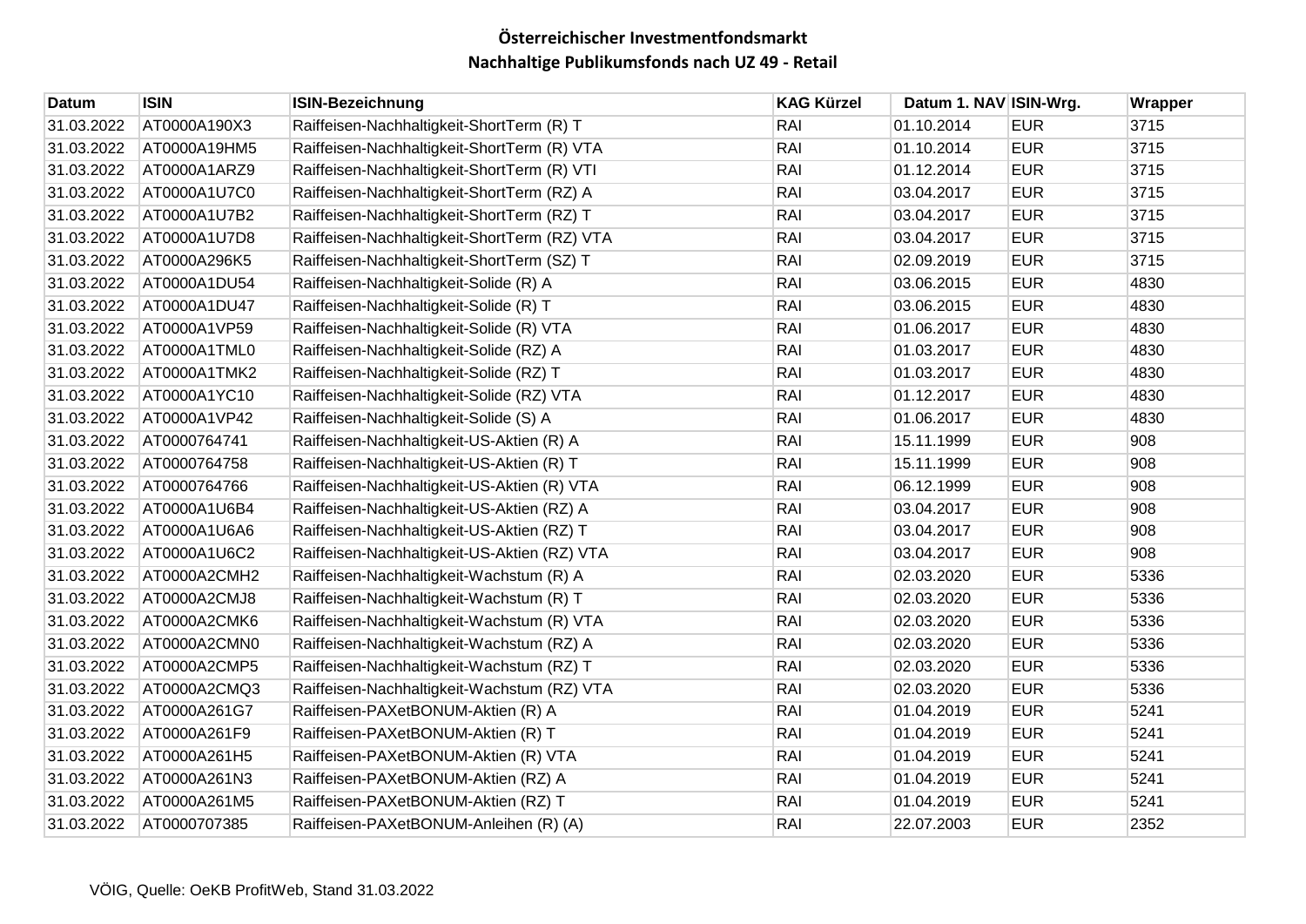**Österreichischer Investmentfondsmarkt**

**Nachhaltige Publikumsfonds nach UZ 49 - Retail**

| Datum | ISIN | ISIN-Bezeichnung | KAG Kürzel | Datum 1. NAV | ISIN-Wrg. | Wrapper |
|---|---|---|---|---|---|---|
| 31.03.2022 | AT0000A190X3 | Raiffeisen-Nachhaltigkeit-ShortTerm (R) T | RAI | 01.10.2014 | EUR | 3715 |
| 31.03.2022 | AT0000A19HM5 | Raiffeisen-Nachhaltigkeit-ShortTerm (R) VTA | RAI | 01.10.2014 | EUR | 3715 |
| 31.03.2022 | AT0000A1ARZ9 | Raiffeisen-Nachhaltigkeit-ShortTerm (R) VTI | RAI | 01.12.2014 | EUR | 3715 |
| 31.03.2022 | AT0000A1U7C0 | Raiffeisen-Nachhaltigkeit-ShortTerm (RZ) A | RAI | 03.04.2017 | EUR | 3715 |
| 31.03.2022 | AT0000A1U7B2 | Raiffeisen-Nachhaltigkeit-ShortTerm (RZ) T | RAI | 03.04.2017 | EUR | 3715 |
| 31.03.2022 | AT0000A1U7D8 | Raiffeisen-Nachhaltigkeit-ShortTerm (RZ) VTA | RAI | 03.04.2017 | EUR | 3715 |
| 31.03.2022 | AT0000A296K5 | Raiffeisen-Nachhaltigkeit-ShortTerm (SZ) T | RAI | 02.09.2019 | EUR | 3715 |
| 31.03.2022 | AT0000A1DU54 | Raiffeisen-Nachhaltigkeit-Solide (R) A | RAI | 03.06.2015 | EUR | 4830 |
| 31.03.2022 | AT0000A1DU47 | Raiffeisen-Nachhaltigkeit-Solide (R) T | RAI | 03.06.2015 | EUR | 4830 |
| 31.03.2022 | AT0000A1VP59 | Raiffeisen-Nachhaltigkeit-Solide (R) VTA | RAI | 01.06.2017 | EUR | 4830 |
| 31.03.2022 | AT0000A1TML0 | Raiffeisen-Nachhaltigkeit-Solide (RZ) A | RAI | 01.03.2017 | EUR | 4830 |
| 31.03.2022 | AT0000A1TMK2 | Raiffeisen-Nachhaltigkeit-Solide (RZ) T | RAI | 01.03.2017 | EUR | 4830 |
| 31.03.2022 | AT0000A1YC10 | Raiffeisen-Nachhaltigkeit-Solide (RZ) VTA | RAI | 01.12.2017 | EUR | 4830 |
| 31.03.2022 | AT0000A1VP42 | Raiffeisen-Nachhaltigkeit-Solide (S) A | RAI | 01.06.2017 | EUR | 4830 |
| 31.03.2022 | AT0000764741 | Raiffeisen-Nachhaltigkeit-US-Aktien (R) A | RAI | 15.11.1999 | EUR | 908 |
| 31.03.2022 | AT0000764758 | Raiffeisen-Nachhaltigkeit-US-Aktien (R) T | RAI | 15.11.1999 | EUR | 908 |
| 31.03.2022 | AT0000764766 | Raiffeisen-Nachhaltigkeit-US-Aktien (R) VTA | RAI | 06.12.1999 | EUR | 908 |
| 31.03.2022 | AT0000A1U6B4 | Raiffeisen-Nachhaltigkeit-US-Aktien (RZ) A | RAI | 03.04.2017 | EUR | 908 |
| 31.03.2022 | AT0000A1U6A6 | Raiffeisen-Nachhaltigkeit-US-Aktien (RZ) T | RAI | 03.04.2017 | EUR | 908 |
| 31.03.2022 | AT0000A1U6C2 | Raiffeisen-Nachhaltigkeit-US-Aktien (RZ) VTA | RAI | 03.04.2017 | EUR | 908 |
| 31.03.2022 | AT0000A2CMH2 | Raiffeisen-Nachhaltigkeit-Wachstum (R) A | RAI | 02.03.2020 | EUR | 5336 |
| 31.03.2022 | AT0000A2CMJ8 | Raiffeisen-Nachhaltigkeit-Wachstum (R) T | RAI | 02.03.2020 | EUR | 5336 |
| 31.03.2022 | AT0000A2CMK6 | Raiffeisen-Nachhaltigkeit-Wachstum (R) VTA | RAI | 02.03.2020 | EUR | 5336 |
| 31.03.2022 | AT0000A2CMN0 | Raiffeisen-Nachhaltigkeit-Wachstum (RZ) A | RAI | 02.03.2020 | EUR | 5336 |
| 31.03.2022 | AT0000A2CMP5 | Raiffeisen-Nachhaltigkeit-Wachstum (RZ) T | RAI | 02.03.2020 | EUR | 5336 |
| 31.03.2022 | AT0000A2CMQ3 | Raiffeisen-Nachhaltigkeit-Wachstum (RZ) VTA | RAI | 02.03.2020 | EUR | 5336 |
| 31.03.2022 | AT0000A261G7 | Raiffeisen-PAXetBONUM-Aktien (R) A | RAI | 01.04.2019 | EUR | 5241 |
| 31.03.2022 | AT0000A261F9 | Raiffeisen-PAXetBONUM-Aktien (R) T | RAI | 01.04.2019 | EUR | 5241 |
| 31.03.2022 | AT0000A261H5 | Raiffeisen-PAXetBONUM-Aktien (R) VTA | RAI | 01.04.2019 | EUR | 5241 |
| 31.03.2022 | AT0000A261N3 | Raiffeisen-PAXetBONUM-Aktien (RZ) A | RAI | 01.04.2019 | EUR | 5241 |
| 31.03.2022 | AT0000A261M5 | Raiffeisen-PAXetBONUM-Aktien (RZ) T | RAI | 01.04.2019 | EUR | 5241 |
| 31.03.2022 | AT0000707385 | Raiffeisen-PAXetBONUM-Anleihen (R) (A) | RAI | 22.07.2003 | EUR | 2352 |

VÖIG, Quelle: OeKB ProfitWeb, Stand 31.03.2022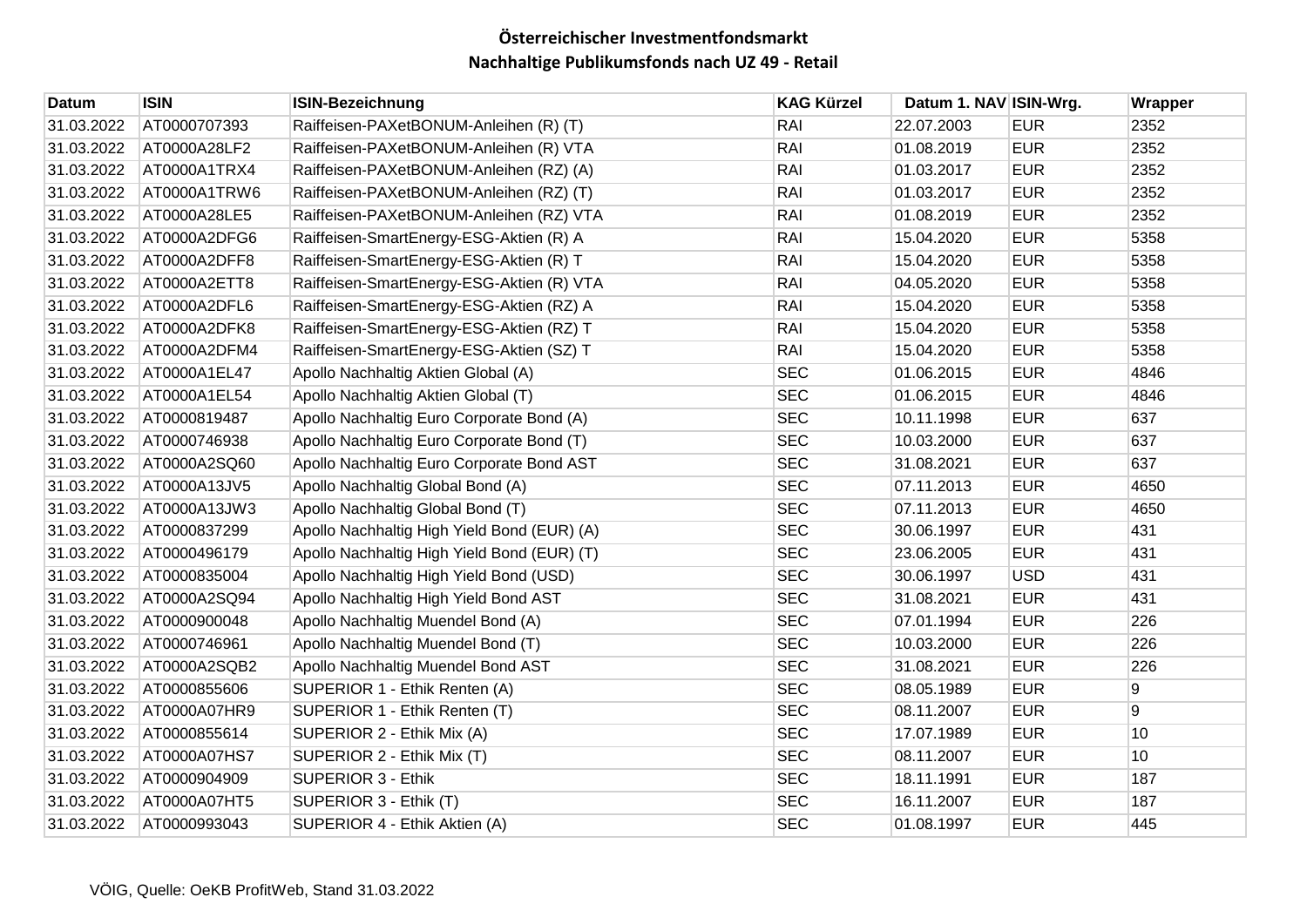## Österreichischer Investmentfondsmarkt

### Nachhaltige Publikumsfonds nach UZ 49 - Retail

| Datum | ISIN | ISIN-Bezeichnung | KAG Kürzel | Datum 1. NAV | ISIN-Wrg. | Wrapper |
|---|---|---|---|---|---|---|
| 31.03.2022 | AT0000707393 | Raiffeisen-PAXetBONUM-Anleihen (R) (T) | RAI | 22.07.2003 | EUR | 2352 |
| 31.03.2022 | AT0000A28LF2 | Raiffeisen-PAXetBONUM-Anleihen (R) VTA | RAI | 01.08.2019 | EUR | 2352 |
| 31.03.2022 | AT0000A1TRX4 | Raiffeisen-PAXetBONUM-Anleihen (RZ) (A) | RAI | 01.03.2017 | EUR | 2352 |
| 31.03.2022 | AT0000A1TRW6 | Raiffeisen-PAXetBONUM-Anleihen (RZ) (T) | RAI | 01.03.2017 | EUR | 2352 |
| 31.03.2022 | AT0000A28LE5 | Raiffeisen-PAXetBONUM-Anleihen (RZ) VTA | RAI | 01.08.2019 | EUR | 2352 |
| 31.03.2022 | AT0000A2DFG6 | Raiffeisen-SmartEnergy-ESG-Aktien (R) A | RAI | 15.04.2020 | EUR | 5358 |
| 31.03.2022 | AT0000A2DFF8 | Raiffeisen-SmartEnergy-ESG-Aktien (R) T | RAI | 15.04.2020 | EUR | 5358 |
| 31.03.2022 | AT0000A2ETT8 | Raiffeisen-SmartEnergy-ESG-Aktien (R) VTA | RAI | 04.05.2020 | EUR | 5358 |
| 31.03.2022 | AT0000A2DFL6 | Raiffeisen-SmartEnergy-ESG-Aktien (RZ) A | RAI | 15.04.2020 | EUR | 5358 |
| 31.03.2022 | AT0000A2DFK8 | Raiffeisen-SmartEnergy-ESG-Aktien (RZ) T | RAI | 15.04.2020 | EUR | 5358 |
| 31.03.2022 | AT0000A2DFM4 | Raiffeisen-SmartEnergy-ESG-Aktien (SZ) T | RAI | 15.04.2020 | EUR | 5358 |
| 31.03.2022 | AT0000A1EL47 | Apollo Nachhaltig Aktien Global (A) | SEC | 01.06.2015 | EUR | 4846 |
| 31.03.2022 | AT0000A1EL54 | Apollo Nachhaltig Aktien Global (T) | SEC | 01.06.2015 | EUR | 4846 |
| 31.03.2022 | AT0000819487 | Apollo Nachhaltig Euro Corporate Bond (A) | SEC | 10.11.1998 | EUR | 637 |
| 31.03.2022 | AT0000746938 | Apollo Nachhaltig Euro Corporate Bond (T) | SEC | 10.03.2000 | EUR | 637 |
| 31.03.2022 | AT0000A2SQ60 | Apollo Nachhaltig Euro Corporate Bond AST | SEC | 31.08.2021 | EUR | 637 |
| 31.03.2022 | AT0000A13JV5 | Apollo Nachhaltig Global Bond (A) | SEC | 07.11.2013 | EUR | 4650 |
| 31.03.2022 | AT0000A13JW3 | Apollo Nachhaltig Global Bond (T) | SEC | 07.11.2013 | EUR | 4650 |
| 31.03.2022 | AT0000837299 | Apollo Nachhaltig High Yield Bond (EUR) (A) | SEC | 30.06.1997 | EUR | 431 |
| 31.03.2022 | AT0000496179 | Apollo Nachhaltig High Yield Bond (EUR) (T) | SEC | 23.06.2005 | EUR | 431 |
| 31.03.2022 | AT0000835004 | Apollo Nachhaltig High Yield Bond (USD) | SEC | 30.06.1997 | USD | 431 |
| 31.03.2022 | AT0000A2SQ94 | Apollo Nachhaltig High Yield Bond AST | SEC | 31.08.2021 | EUR | 431 |
| 31.03.2022 | AT0000900048 | Apollo Nachhaltig Muendel Bond (A) | SEC | 07.01.1994 | EUR | 226 |
| 31.03.2022 | AT0000746961 | Apollo Nachhaltig Muendel Bond (T) | SEC | 10.03.2000 | EUR | 226 |
| 31.03.2022 | AT0000A2SQB2 | Apollo Nachhaltig Muendel Bond AST | SEC | 31.08.2021 | EUR | 226 |
| 31.03.2022 | AT0000855606 | SUPERIOR 1 - Ethik Renten (A) | SEC | 08.05.1989 | EUR | 9 |
| 31.03.2022 | AT0000A07HR9 | SUPERIOR 1 - Ethik Renten (T) | SEC | 08.11.2007 | EUR | 9 |
| 31.03.2022 | AT0000855614 | SUPERIOR 2 - Ethik Mix (A) | SEC | 17.07.1989 | EUR | 10 |
| 31.03.2022 | AT0000A07HS7 | SUPERIOR 2 - Ethik Mix (T) | SEC | 08.11.2007 | EUR | 10 |
| 31.03.2022 | AT0000904909 | SUPERIOR 3 - Ethik | SEC | 18.11.1991 | EUR | 187 |
| 31.03.2022 | AT0000A07HT5 | SUPERIOR 3 - Ethik (T) | SEC | 16.11.2007 | EUR | 187 |
| 31.03.2022 | AT0000993043 | SUPERIOR 4 - Ethik Aktien (A) | SEC | 01.08.1997 | EUR | 445 |

VÖIG, Quelle: OeKB ProfitWeb, Stand 31.03.2022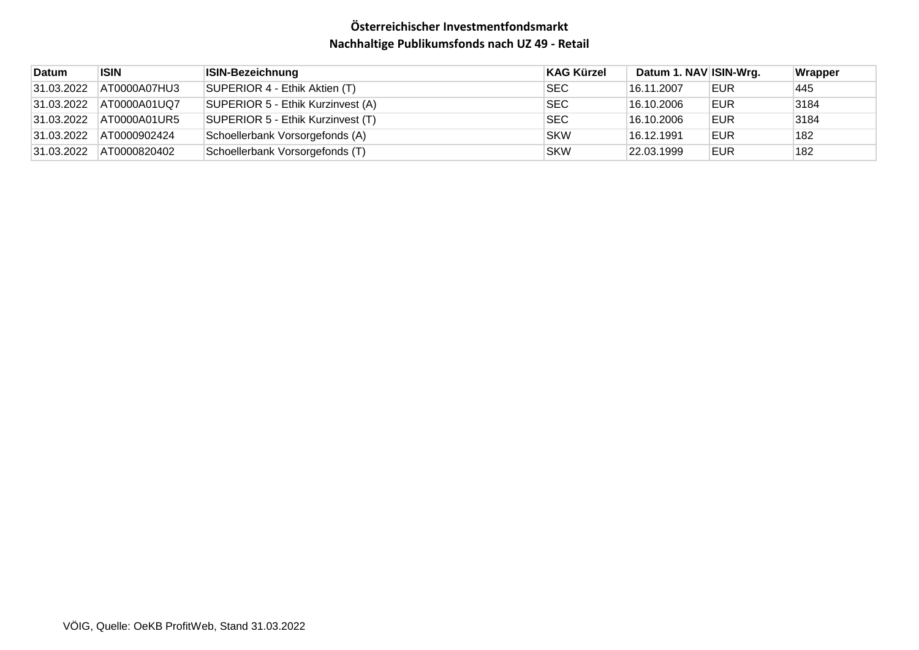**Österreichischer Investmentfondsmarkt**

**Nachhaltige Publikumsfonds nach UZ 49 - Retail**

| Datum | ISIN | ISIN-Bezeichnung | KAG Kürzel | Datum 1. NAV | ISIN-Wrg. | Wrapper |
|---|---|---|---|---|---|---|
| 31.03.2022 | AT0000A07HU3 | SUPERIOR 4 - Ethik Aktien (T) | SEC | 16.11.2007 | EUR | 445 |
| 31.03.2022 | AT0000A01UQ7 | SUPERIOR 5 - Ethik Kurzinvest (A) | SEC | 16.10.2006 | EUR | 3184 |
| 31.03.2022 | AT0000A01UR5 | SUPERIOR 5 - Ethik Kurzinvest (T) | SEC | 16.10.2006 | EUR | 3184 |
| 31.03.2022 | AT0000902424 | Schoellerbank Vorsorgefonds (A) | SKW | 16.12.1991 | EUR | 182 |
| 31.03.2022 | AT0000820402 | Schoellerbank Vorsorgefonds (T) | SKW | 22.03.1999 | EUR | 182 |

VÖIG, Quelle: OeKB ProfitWeb, Stand 31.03.2022